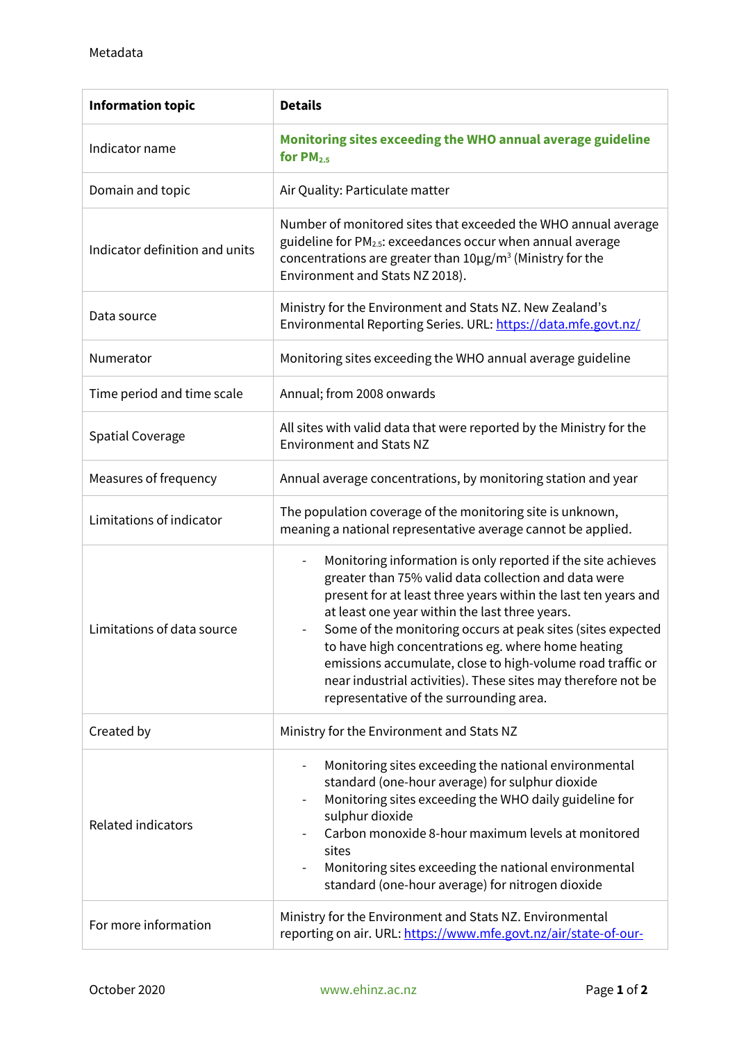Metadata

| Information topic | Details |
|---|---|
| Indicator name | **Monitoring sites exceeding the WHO annual average guideline for $PM_{2.5}$** |
| Domain and topic | Air Quality: Particulate matter |
| Indicator definition and units | Number of monitored sites that exceeded the WHO annual average guideline for $PM_{2.5}$: exceedances occur when annual average concentrations are greater than 10µg/m$^3$ (Ministry for the Environment and Stats NZ 2018). |
| Data source | Ministry for the Environment and Stats NZ. New Zealand's Environmental Reporting Series. URL: https://data.mfe.govt.nz/ |
| Numerator | Monitoring sites exceeding the WHO annual average guideline |
| Time period and time scale | Annual; from 2008 onwards |
| Spatial Coverage | All sites with valid data that were reported by the Ministry for the Environment and Stats NZ |
| Measures of frequency | Annual average concentrations, by monitoring station and year |
| Limitations of indicator | The population coverage of the monitoring site is unknown, meaning a national representative average cannot be applied. |
| Limitations of data source | - Monitoring information is only reported if the site achieves greater than 75% valid data collection and data were present for at least three years within the last ten years and at least one year within the last three years.<br>- Some of the monitoring occurs at peak sites (sites expected to have high concentrations eg. where home heating emissions accumulate, close to high-volume road traffic or near industrial activities). These sites may therefore not be representative of the surrounding area. |
| Created by | Ministry for the Environment and Stats NZ |
| Related indicators | - Monitoring sites exceeding the national environmental standard (one-hour average) for sulphur dioxide<br>- Monitoring sites exceeding the WHO daily guideline for sulphur dioxide<br>- Carbon monoxide 8-hour maximum levels at monitored sites<br>- Monitoring sites exceeding the national environmental standard (one-hour average) for nitrogen dioxide |
| For more information | Ministry for the Environment and Stats NZ. Environmental reporting on air. URL: https://www.mfe.govt.nz/air/state-of-our- |

October 2020 www.ehinz.ac.nz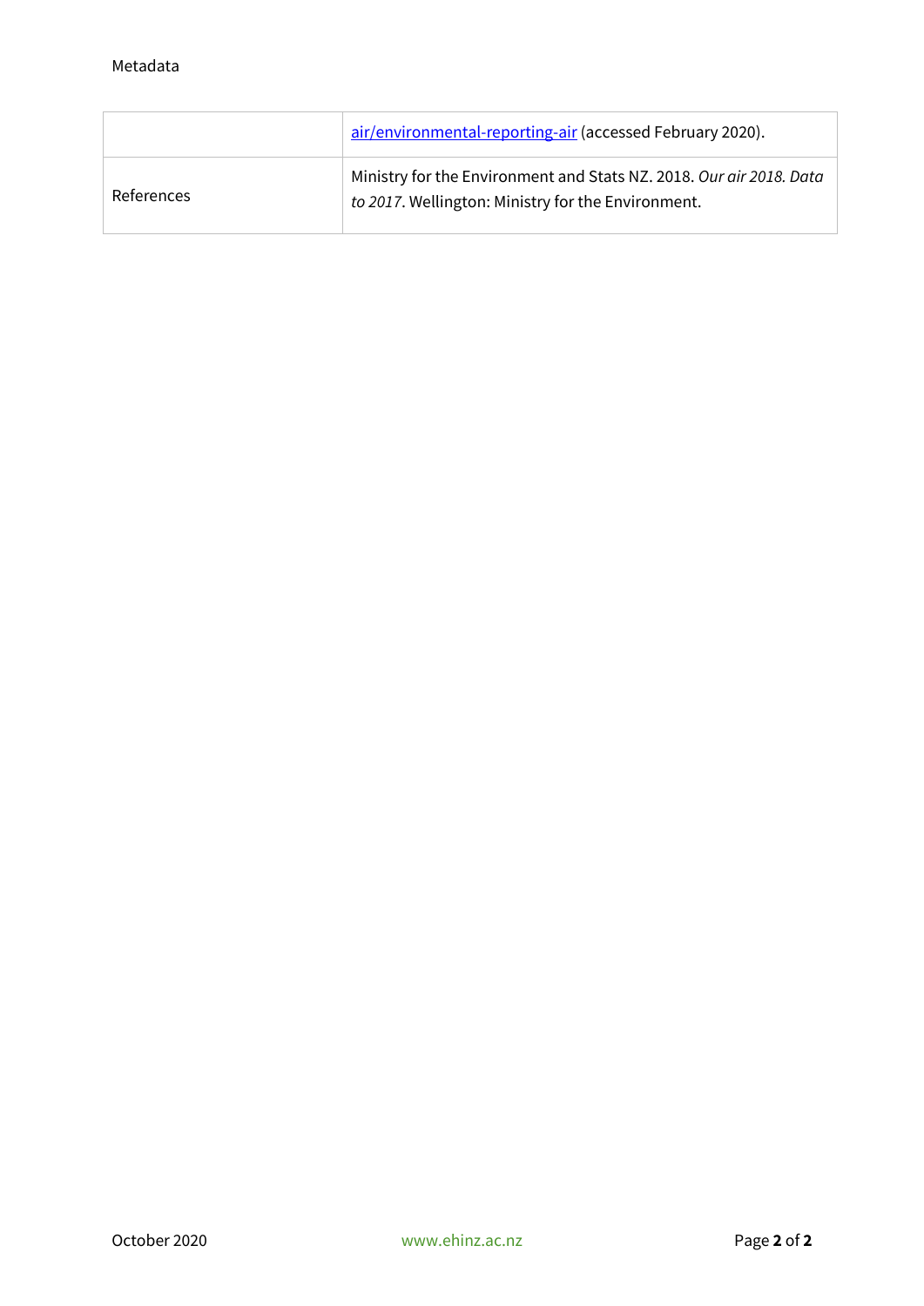| | |
|---|---|
| | air/environmental-reporting-air (accessed February 2020). |
| References | Ministry for the Environment and Stats NZ. 2018. *Our air 2018. Data to 2017*. Wellington: Ministry for the Environment. |